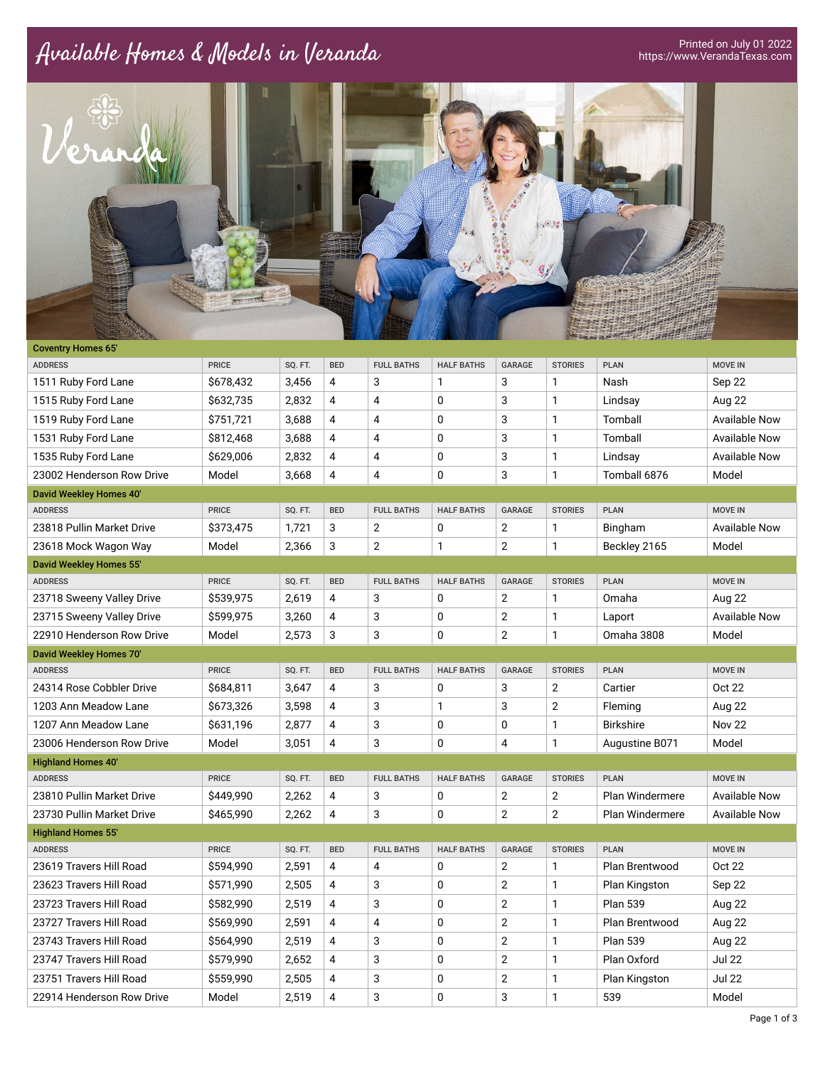# Available Homes & Models in Veranda

Printed on July 01 2022
https://www.VerandaTexas.com

## Coventry Homes 65'

| ADDRESS | PRICE | SQ. FT. | BED | FULL BATHS | HALF BATHS | GARAGE | STORIES | PLAN | MOVE IN |
|---|---|---|---|---|---|---|---|---|---|
| 1511 Ruby Ford Lane | $678,432 | 3,456 | 4 | 3 | 1 | 3 | 1 | Nash | Sep 22 |
| 1515 Ruby Ford Lane | $632,735 | 2,832 | 4 | 4 | 0 | 3 | 1 | Lindsay | Aug 22 |
| 1519 Ruby Ford Lane | $751,721 | 3,688 | 4 | 4 | 0 | 3 | 1 | Tomball | Available Now |
| 1531 Ruby Ford Lane | $812,468 | 3,688 | 4 | 4 | 0 | 3 | 1 | Tomball | Available Now |
| 1535 Ruby Ford Lane | $629,006 | 2,832 | 4 | 4 | 0 | 3 | 1 | Lindsay | Available Now |
| 23002 Henderson Row Drive | Model | 3,668 | 4 | 4 | 0 | 3 | 1 | Tomball 6876 | Model |

## David Weekley Homes 40'

| ADDRESS | PRICE | SQ. FT. | BED | FULL BATHS | HALF BATHS | GARAGE | STORIES | PLAN | MOVE IN |
|---|---|---|---|---|---|---|---|---|---|
| 23818 Pullin Market Drive | $373,475 | 1,721 | 3 | 2 | 0 | 2 | 1 | Bingham | Available Now |
| 23618 Mock Wagon Way | Model | 2,366 | 3 | 2 | 1 | 2 | 1 | Beckley 2165 | Model |

## David Weekley Homes 55'

| ADDRESS | PRICE | SQ. FT. | BED | FULL BATHS | HALF BATHS | GARAGE | STORIES | PLAN | MOVE IN |
|---|---|---|---|---|---|---|---|---|---|
| 23718 Sweeny Valley Drive | $539,975 | 2,619 | 4 | 3 | 0 | 2 | 1 | Omaha | Aug 22 |
| 23715 Sweeny Valley Drive | $599,975 | 3,260 | 4 | 3 | 0 | 2 | 1 | Laport | Available Now |
| 22910 Henderson Row Drive | Model | 2,573 | 3 | 3 | 0 | 2 | 1 | Omaha 3808 | Model |

## David Weekley Homes 70'

| ADDRESS | PRICE | SQ. FT. | BED | FULL BATHS | HALF BATHS | GARAGE | STORIES | PLAN | MOVE IN |
|---|---|---|---|---|---|---|---|---|---|
| 24314 Rose Cobbler Drive | $684,811 | 3,647 | 4 | 3 | 0 | 3 | 2 | Cartier | Oct 22 |
| 1203 Ann Meadow Lane | $673,326 | 3,598 | 4 | 3 | 1 | 3 | 2 | Fleming | Aug 22 |
| 1207 Ann Meadow Lane | $631,196 | 2,877 | 4 | 3 | 0 | 0 | 1 | Birkshire | Nov 22 |
| 23006 Henderson Row Drive | Model | 3,051 | 4 | 3 | 0 | 4 | 1 | Augustine B071 | Model |

## Highland Homes 40'

| ADDRESS | PRICE | SQ. FT. | BED | FULL BATHS | HALF BATHS | GARAGE | STORIES | PLAN | MOVE IN |
|---|---|---|---|---|---|---|---|---|---|
| 23810 Pullin Market Drive | $449,990 | 2,262 | 4 | 3 | 0 | 2 | 2 | Plan Windermere | Available Now |
| 23730 Pullin Market Drive | $465,990 | 2,262 | 4 | 3 | 0 | 2 | 2 | Plan Windermere | Available Now |

## Highland Homes 55'

| ADDRESS | PRICE | SQ. FT. | BED | FULL BATHS | HALF BATHS | GARAGE | STORIES | PLAN | MOVE IN |
|---|---|---|---|---|---|---|---|---|---|
| 23619 Travers Hill Road | $594,990 | 2,591 | 4 | 4 | 0 | 2 | 1 | Plan Brentwood | Oct 22 |
| 23623 Travers Hill Road | $571,990 | 2,505 | 4 | 3 | 0 | 2 | 1 | Plan Kingston | Sep 22 |
| 23723 Travers Hill Road | $582,990 | 2,519 | 4 | 3 | 0 | 2 | 1 | Plan 539 | Aug 22 |
| 23727 Travers Hill Road | $569,990 | 2,591 | 4 | 4 | 0 | 2 | 1 | Plan Brentwood | Aug 22 |
| 23743 Travers Hill Road | $564,990 | 2,519 | 4 | 3 | 0 | 2 | 1 | Plan 539 | Aug 22 |
| 23747 Travers Hill Road | $579,990 | 2,652 | 4 | 3 | 0 | 2 | 1 | Plan Oxford | Jul 22 |
| 23751 Travers Hill Road | $559,990 | 2,505 | 4 | 3 | 0 | 2 | 1 | Plan Kingston | Jul 22 |
| 22914 Henderson Row Drive | Model | 2,519 | 4 | 3 | 0 | 3 | 1 | 539 | Model |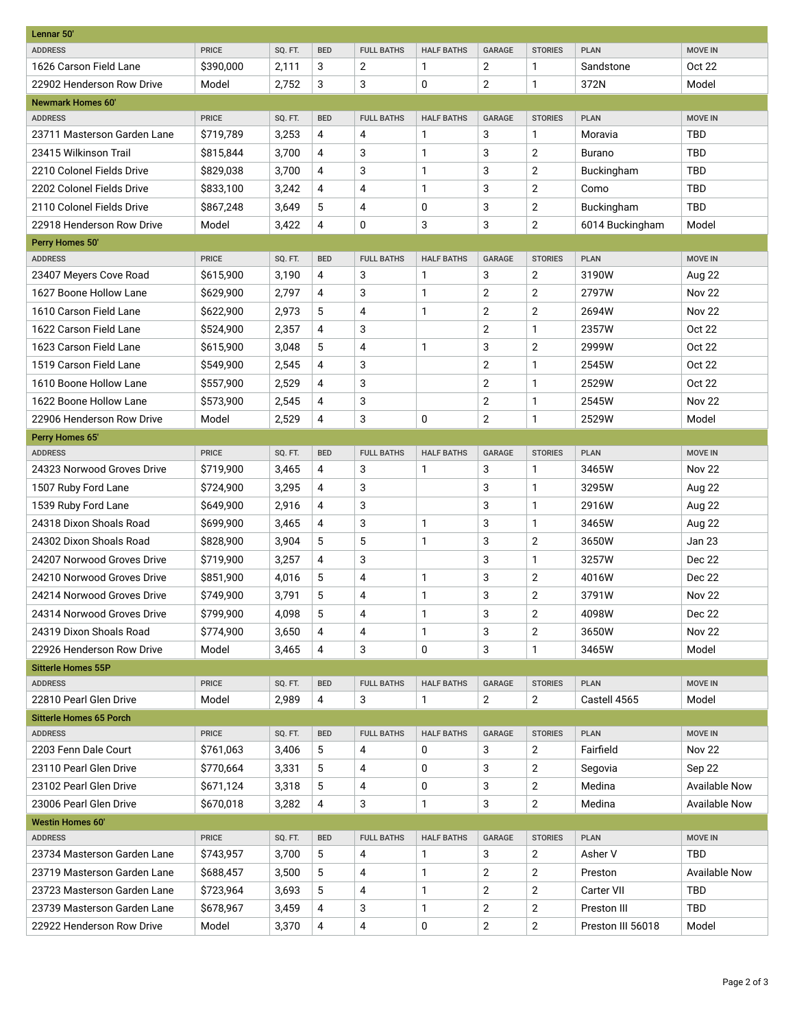### Lennar 50'

| ADDRESS | PRICE | SQ. FT. | BED | FULL BATHS | HALF BATHS | GARAGE | STORIES | PLAN | MOVE IN |
|---|---|---|---|---|---|---|---|---|---|
| 1626 Carson Field Lane | $390,000 | 2,111 | 3 | 2 | 1 | 2 | 1 | Sandstone | Oct 22 |
| 22902 Henderson Row Drive | Model | 2,752 | 3 | 3 | 0 | 2 | 1 | 372N | Model |

### Newmark Homes 60'

| ADDRESS | PRICE | SQ. FT. | BED | FULL BATHS | HALF BATHS | GARAGE | STORIES | PLAN | MOVE IN |
|---|---|---|---|---|---|---|---|---|---|
| 23711 Masterson Garden Lane | $719,789 | 3,253 | 4 | 4 | 1 | 3 | 1 | Moravia | TBD |
| 23415 Wilkinson Trail | $815,844 | 3,700 | 4 | 3 | 1 | 3 | 2 | Burano | TBD |
| 2210 Colonel Fields Drive | $829,038 | 3,700 | 4 | 3 | 1 | 3 | 2 | Buckingham | TBD |
| 2202 Colonel Fields Drive | $833,100 | 3,242 | 4 | 4 | 1 | 3 | 2 | Como | TBD |
| 2110 Colonel Fields Drive | $867,248 | 3,649 | 5 | 4 | 0 | 3 | 2 | Buckingham | TBD |
| 22918 Henderson Row Drive | Model | 3,422 | 4 | 0 | 3 | 3 | 2 | 6014 Buckingham | Model |

### Perry Homes 50'

| ADDRESS | PRICE | SQ. FT. | BED | FULL BATHS | HALF BATHS | GARAGE | STORIES | PLAN | MOVE IN |
|---|---|---|---|---|---|---|---|---|---|
| 23407 Meyers Cove Road | $615,900 | 3,190 | 4 | 3 | 1 | 3 | 2 | 3190W | Aug 22 |
| 1627 Boone Hollow Lane | $629,900 | 2,797 | 4 | 3 | 1 | 2 | 2 | 2797W | Nov 22 |
| 1610 Carson Field Lane | $622,900 | 2,973 | 5 | 4 | 1 | 2 | 2 | 2694W | Nov 22 |
| 1622 Carson Field Lane | $524,900 | 2,357 | 4 | 3 | | 2 | 1 | 2357W | Oct 22 |
| 1623 Carson Field Lane | $615,900 | 3,048 | 5 | 4 | 1 | 3 | 2 | 2999W | Oct 22 |
| 1519 Carson Field Lane | $549,900 | 2,545 | 4 | 3 | | 2 | 1 | 2545W | Oct 22 |
| 1610 Boone Hollow Lane | $557,900 | 2,529 | 4 | 3 | | 2 | 1 | 2529W | Oct 22 |
| 1622 Boone Hollow Lane | $573,900 | 2,545 | 4 | 3 | | 2 | 1 | 2545W | Nov 22 |
| 22906 Henderson Row Drive | Model | 2,529 | 4 | 3 | 0 | 2 | 1 | 2529W | Model |

### Perry Homes 65'

| ADDRESS | PRICE | SQ. FT. | BED | FULL BATHS | HALF BATHS | GARAGE | STORIES | PLAN | MOVE IN |
|---|---|---|---|---|---|---|---|---|---|
| 24323 Norwood Groves Drive | $719,900 | 3,465 | 4 | 3 | 1 | 3 | 1 | 3465W | Nov 22 |
| 1507 Ruby Ford Lane | $724,900 | 3,295 | 4 | 3 | | 3 | 1 | 3295W | Aug 22 |
| 1539 Ruby Ford Lane | $649,900 | 2,916 | 4 | 3 | | 3 | 1 | 2916W | Aug 22 |
| 24318 Dixon Shoals Road | $699,900 | 3,465 | 4 | 3 | 1 | 3 | 1 | 3465W | Aug 22 |
| 24302 Dixon Shoals Road | $828,900 | 3,904 | 5 | 5 | 1 | 3 | 2 | 3650W | Jan 23 |
| 24207 Norwood Groves Drive | $719,900 | 3,257 | 4 | 3 | | 3 | 1 | 3257W | Dec 22 |
| 24210 Norwood Groves Drive | $851,900 | 4,016 | 5 | 4 | 1 | 3 | 2 | 4016W | Dec 22 |
| 24214 Norwood Groves Drive | $749,900 | 3,791 | 5 | 4 | 1 | 3 | 2 | 3791W | Nov 22 |
| 24314 Norwood Groves Drive | $799,900 | 4,098 | 5 | 4 | 1 | 3 | 2 | 4098W | Dec 22 |
| 24319 Dixon Shoals Road | $774,900 | 3,650 | 4 | 4 | 1 | 3 | 2 | 3650W | Nov 22 |
| 22926 Henderson Row Drive | Model | 3,465 | 4 | 3 | 0 | 3 | 1 | 3465W | Model |

### Sitterle Homes 55P

| ADDRESS | PRICE | SQ. FT. | BED | FULL BATHS | HALF BATHS | GARAGE | STORIES | PLAN | MOVE IN |
|---|---|---|---|---|---|---|---|---|---|
| 22810 Pearl Glen Drive | Model | 2,989 | 4 | 3 | 1 | 2 | 2 | Castell 4565 | Model |

### Sitterle Homes 65 Porch

| ADDRESS | PRICE | SQ. FT. | BED | FULL BATHS | HALF BATHS | GARAGE | STORIES | PLAN | MOVE IN |
|---|---|---|---|---|---|---|---|---|---|
| 2203 Fenn Dale Court | $761,063 | 3,406 | 5 | 4 | 0 | 3 | 2 | Fairfield | Nov 22 |
| 23110 Pearl Glen Drive | $770,664 | 3,331 | 5 | 4 | 0 | 3 | 2 | Segovia | Sep 22 |
| 23102 Pearl Glen Drive | $671,124 | 3,318 | 5 | 4 | 0 | 3 | 2 | Medina | Available Now |
| 23006 Pearl Glen Drive | $670,018 | 3,282 | 4 | 3 | 1 | 3 | 2 | Medina | Available Now |

### Westin Homes 60'

| ADDRESS | PRICE | SQ. FT. | BED | FULL BATHS | HALF BATHS | GARAGE | STORIES | PLAN | MOVE IN |
|---|---|---|---|---|---|---|---|---|---|
| 23734 Masterson Garden Lane | $743,957 | 3,700 | 5 | 4 | 1 | 3 | 2 | Asher V | TBD |
| 23719 Masterson Garden Lane | $688,457 | 3,500 | 5 | 4 | 1 | 2 | 2 | Preston | Available Now |
| 23723 Masterson Garden Lane | $723,964 | 3,693 | 5 | 4 | 1 | 2 | 2 | Carter VII | TBD |
| 23739 Masterson Garden Lane | $678,967 | 3,459 | 4 | 3 | 1 | 2 | 2 | Preston III | TBD |
| 22922 Henderson Row Drive | Model | 3,370 | 4 | 4 | 0 | 2 | 2 | Preston III 56018 | Model |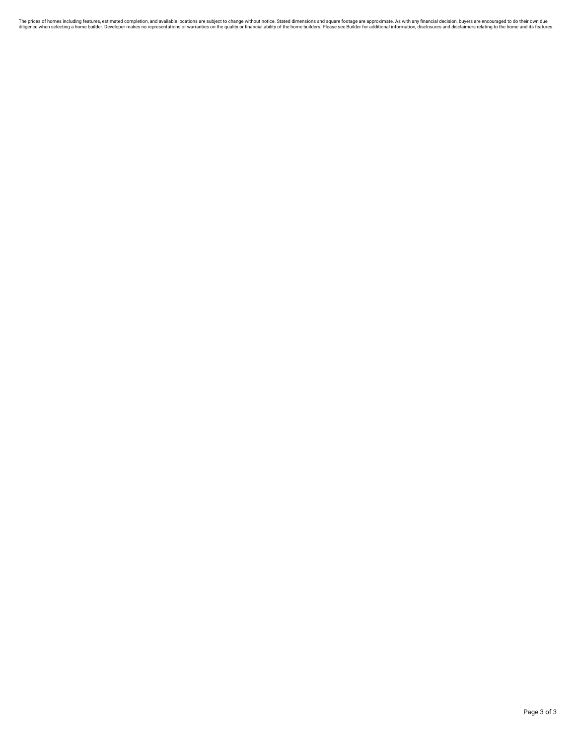The prices of homes including features, estimated completion, and available locations are subject to change without notice. Stated dimensions and square footage are approximate. As with any financial decision, buyers are encouraged to do their own due diligence when selecting a home builder. Developer makes no representations or warranties on the quality or financial ability of the home builders. Please see Builder for additional information, disclosures and disclaimers relating to the home and its features.